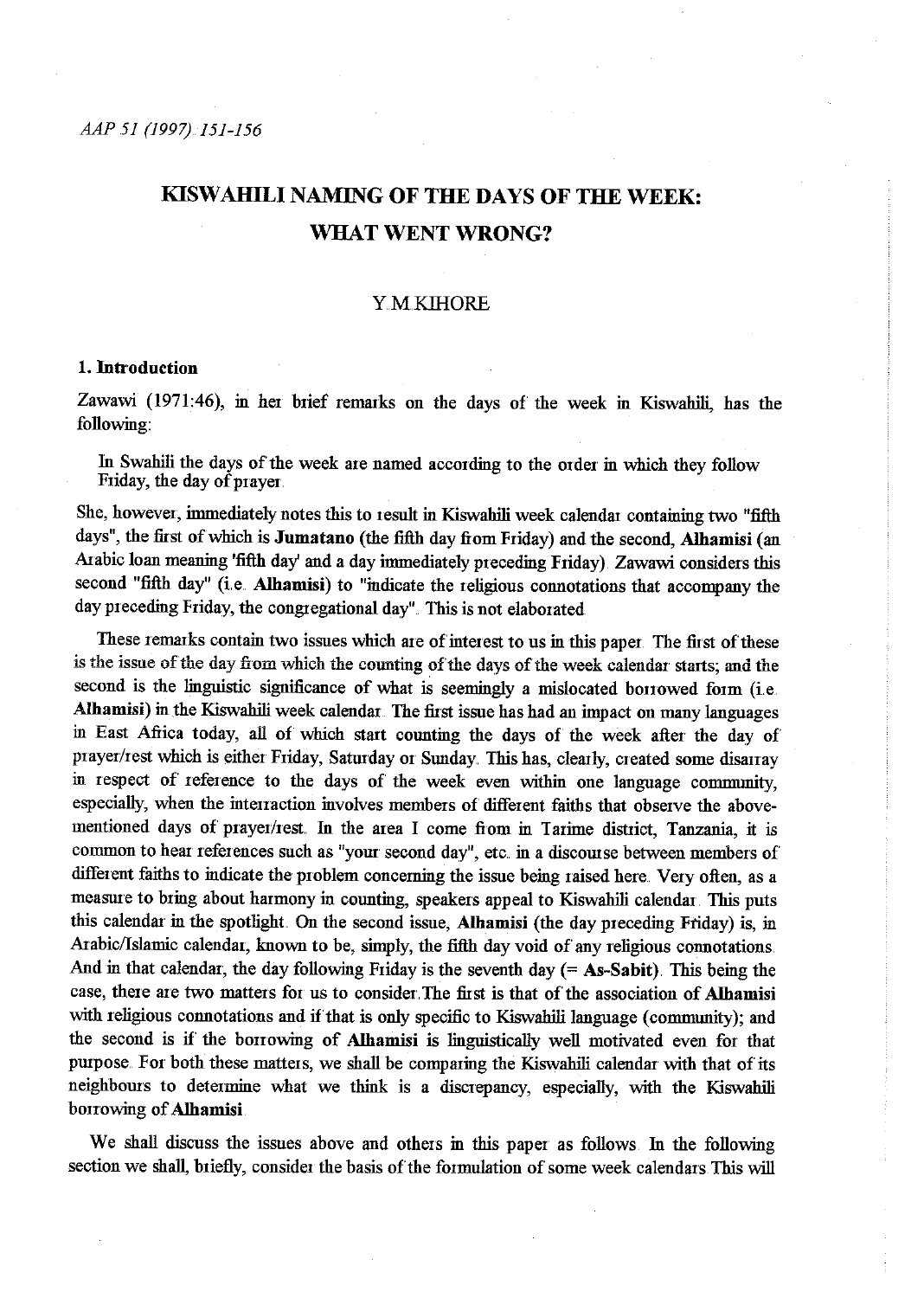# KISWAHILI NAMING OF THE DAYS OF THE WEEK: WHAT WENT WRONG?

Y.M.KIHORE

## 1. Introduction

Zawawi (1971:46), in her brief remarks on the days of the week in Kiswahili, has the following:

> In Swahili the days of the week are named according to the order in which they follow Friday, the day of prayer.

She, however, immediately notes this to result in Kiswahili week calendar containing two "fifth days", the first of which is **Jumatano** (the fifth day from Friday) and the second, **Alhamisi** (an Arabic loan meaning 'fifth day' and a day immediately preceding Friday). Zawawi considers this second "fifth day" (i.e. **Alhamisi**) to "indicate the religious connotations that accompany the day preceding Friday, the congregational day". This is not elaborated.

These remarks contain two issues which are of interest to us in this paper. The first of these is the issue of the day from which the counting of the days of the week calendar starts; and the second is the linguistic significance of what is seemingly a mislocated borrowed form (i.e. **Alhamisi**) in the Kiswahili week calendar. The first issue has had an impact on many languages in East Africa today, all of which start counting the days of the week after the day of prayer/rest which is either Friday, Saturday or Sunday. This has, clearly, created some disarray in respect of reference to the days of the week even within one language community, especially, when the interraction involves members of different faiths that observe the above-mentioned days of prayer/rest. In the area I come from in Tarime district, Tanzania, it is common to hear references such as "your second day", etc. in a discourse between members of different faiths to indicate the problem concerning the issue being raised here. Very often, as a measure to bring about harmony in counting, speakers appeal to Kiswahili calendar. This puts this calendar in the spotlight. On the second issue, **Alhamisi** (the day preceding Friday) is, in Arabic/Islamic calendar, known to be, simply, the fifth day void of any religious connotations. And in that calendar, the day following Friday is the seventh day (= **As-Sabit**). This being the case, there are two matters for us to consider. The first is that of the association of **Alhamisi** with religious connotations and if that is only specific to Kiswahili language (community); and the second is if the borrowing of **Alhamisi** is linguistically well motivated even for that purpose. For both these matters, we shall be comparing the Kiswahili calendar with that of its neighbours to determine what we think is a discrepancy, especially, with the Kiswahili borrowing of **Alhamisi**.

We shall discuss the issues above and others in this paper as follows. In the following section we shall, briefly, consider the basis of the formulation of some week calendars. This will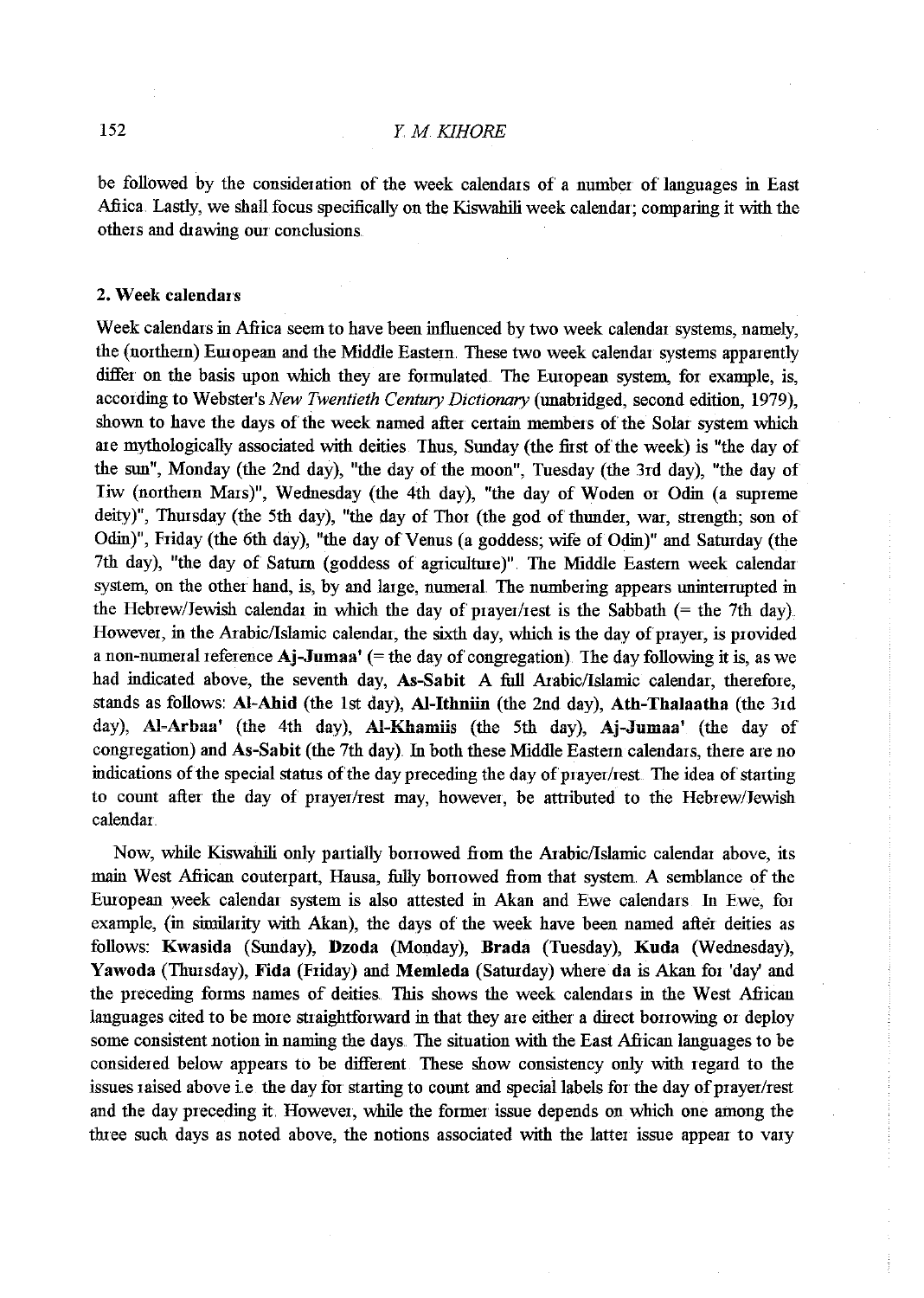be followed by the consideration of the week calendars of a number of languages in East Africa. Lastly, we shall focus specifically on the Kiswahili week calendar; comparing it with the others and drawing our conclusions.

## 2. Week calendars

Week calendars in Africa seem to have been influenced by two week calendar systems, namely, the (northern) European and the Middle Eastern. These two week calendar systems apparently differ on the basis upon which they are formulated. The European system, for example, is, according to Webster's *New Twentieth Century Dictionary* (unabridged, second edition, 1979), shown to have the days of the week named after certain members of the Solar system which are mythologically associated with deities. Thus, Sunday (the first of the week) is "the day of the sun", Monday (the 2nd day), "the day of the moon", Tuesday (the 3rd day), "the day of Tiw (northern Mars)", Wednesday (the 4th day), "the day of Woden or Odin (a supreme deity)", Thursday (the 5th day), "the day of Thor (the god of thunder, war, strength; son of Odin)", Friday (the 6th day), "the day of Venus (a goddess; wife of Odin)" and Saturday (the 7th day), "the day of Saturn (goddess of agriculture)". The Middle Eastern week calendar system, on the other hand, is, by and large, numeral. The numbering appears uninterrupted in the Hebrew/Jewish calendar in which the day of prayer/rest is the Sabbath (= the 7th day). However, in the Arabic/Islamic calendar, the sixth day, which is the day of prayer, is provided a non-numeral reference **Aj-Jumaa'** (= the day of congregation). The day following it is, as we had indicated above, the seventh day, **As-Sabit**. A full Arabic/Islamic calendar, therefore, stands as follows: **Al-Ahid** (the 1st day), **Al-Ithniin** (the 2nd day), **Ath-Thalaatha** (the 3rd day), **Al-Arbaa'** (the 4th day), **Al-Khamiis** (the 5th day), **Aj-Jumaa'** (the day of congregation) and **As-Sabit** (the 7th day). In both these Middle Eastern calendars, there are no indications of the special status of the day preceding the day of prayer/rest. The idea of starting to count after the day of prayer/rest may, however, be attributed to the Hebrew/Jewish calendar.

Now, while Kiswahili only partially borrowed from the Arabic/Islamic calendar above, its main West African couterpart, Hausa, fully borrowed from that system. A semblance of the European week calendar system is also attested in Akan and Ewe calendars. In Ewe, for example, (in similarity with Akan), the days of the week have been named after deities as follows: **Kwasida** (Sunday), **Dzoda** (Monday), **Brada** (Tuesday), **Kuda** (Wednesday), **Yawoda** (Thursday), **Fida** (Friday) and **Memleda** (Saturday) where **da** is Akan for 'day' and the preceding forms names of deities. This shows the week calendars in the West African languages cited to be more straightforward in that they are either a direct borrowing or deploy some consistent notion in naming the days. The situation with the East African languages to be considered below appears to be different. These show consistency only with regard to the issues raised above i.e. the day for starting to count and special labels for the day of prayer/rest and the day preceding it. However, while the former issue depends on which one among the three such days as noted above, the notions associated with the latter issue appear to vary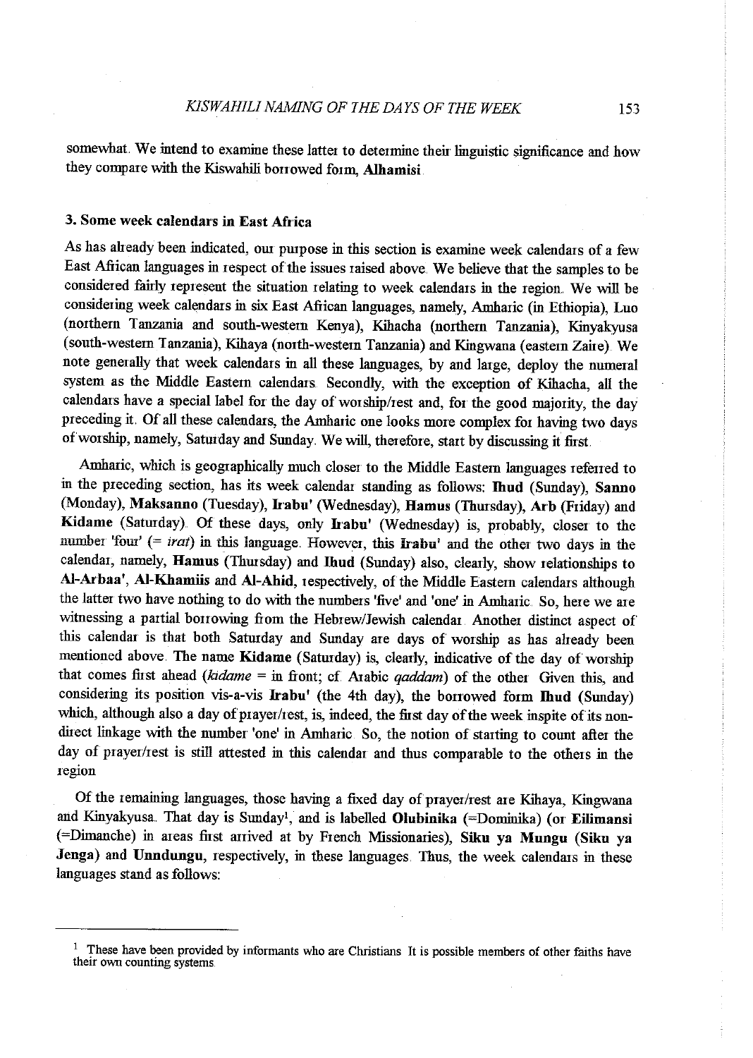somewhat. We intend to examine these latter to determine their linguistic significance and how they compare with the Kiswahili borrowed form, **Alhamisi**.

## 3. Some week calendars in East Africa

As has already been indicated, our purpose in this section is examine week calendars of a few East African languages in respect of the issues raised above. We believe that the samples to be considered fairly represent the situation relating to week calendars in the region. We will be considering week calendars in six East African languages, namely, Amharic (in Ethiopia), Luo (northern Tanzania and south-western Kenya), Kihacha (northern Tanzania), Kinyakyusa (south-western Tanzania), Kihaya (north-western Tanzania) and Kingwana (eastern Zaire). We note generally that week calendars in all these languages, by and large, deploy the numeral system as the Middle Eastern calendars. Secondly, with the exception of Kihacha, all the calendars have a special label for the day of worship/rest and, for the good majority, the day preceding it. Of all these calendars, the Amharic one looks more complex for having two days of worship, namely, Saturday and Sunday. We will, therefore, start by discussing it first.

Amharic, which is geographically much closer to the Middle Eastern languages referred to in the preceding section, has its week calendar standing as follows: **Ihud** (Sunday), **Sanno** (Monday), **Maksanno** (Tuesday), **Irabu'** (Wednesday), **Hamus** (Thursday), **Arb** (Friday) and **Kidame** (Saturday). Of these days, only **Irabu'** (Wednesday) is, probably, closer to the number 'four' (= *irat*) in this language. However, this **Irabu'** and the other two days in the calendar, namely, **Hamus** (Thursday) and **Ihud** (Sunday) also, clearly, show relationships to **Al-Arbaa'**, **Al-Khamiis** and **Al-Ahid**, respectively, of the Middle Eastern calendars although the latter two have nothing to do with the numbers 'five' and 'one' in Amharic. So, here we are witnessing a partial borrowing from the Hebrew/Jewish calendar. Another distinct aspect of this calendar is that both Saturday and Sunday are days of worship as has already been mentioned above. The name **Kidame** (Saturday) is, clearly, indicative of the day of worship that comes first ahead (*kidame* = in front; cf. Arabic *qaddam*) of the other. Given this, and considering its position vis-a-vis **Irabu'** (the 4th day), the borrowed form **Ihud** (Sunday) which, although also a day of prayer/rest, is, indeed, the first day of the week inspite of its non-direct linkage with the number 'one' in Amharic. So, the notion of starting to count after the day of prayer/rest is still attested in this calendar and thus comparable to the others in the region.

Of the remaining languages, those having a fixed day of prayer/rest are Kihaya, Kingwana and Kinyakyusa. That day is Sunday[1], and is labelled **Olubinika** (=Dominika) (or **Eilimansi** (=Dimanche) in areas first arrived at by French Missionaries), **Siku ya Mungu** (**Siku ya Jenga**) and **Unndungu**, respectively, in these languages. Thus, the week calendars in these languages stand as follows:

---

[1] These have been provided by informants who are Christians. It is possible members of other faiths have their own counting systems.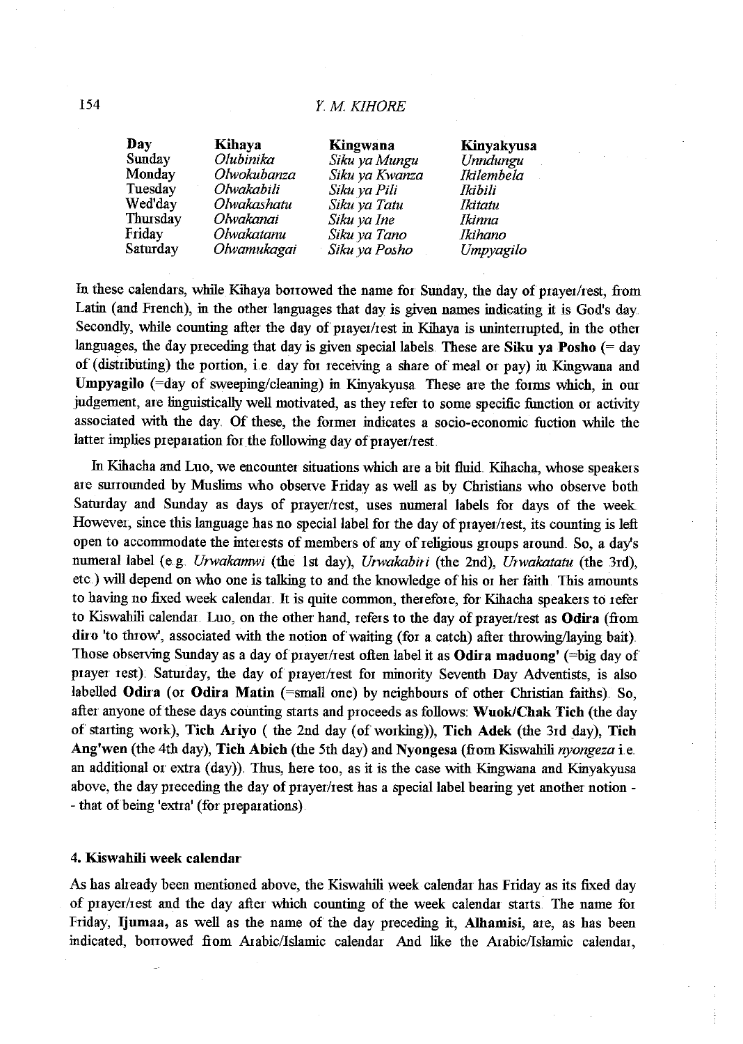| Day | Kihaya | Kingwana | Kinyakyusa |
|---|---|---|---|
| Sunday | *Olubinika* | *Siku ya Mungu* | *Unndungu* |
| Monday | *Olwokubanza* | *Siku ya Kwanza* | *Ikilembela* |
| Tuesday | *Olwakabili* | *Siku ya Pili* | *Ikibili* |
| Wed'day | *Olwakashatu* | *Siku ya Tatu* | *Ikitatu* |
| Thursday | *Olwakanai* | *Siku ya Ine* | *Ikinna* |
| Friday | *Olwakatanu* | *Siku ya Tano* | *Ikihano* |
| Saturday | *Olwamukagai* | *Siku ya Posho* | *Umpyagilo* |

In these calendars, while Kihaya borrowed the name for Sunday, the day of prayer/rest, from Latin (and French), in the other languages that day is given names indicating it is God's day. Secondly, while counting after the day of prayer/rest in Kihaya is uninterrupted, in the other languages, the day preceding that day is given special labels. These are **Siku ya Posho** (= day of (distributing) the portion, i.e. day for receiving a share of meal or pay) in Kingwana and **Umpyagilo** (=day of sweeping/cleaning) in Kinyakyusa. These are the forms which, in our judgement, are linguistically well motivated, as they refer to some specific function or activity associated with the day. Of these, the former indicates a socio-economic fuction while the latter implies preparation for the following day of prayer/rest.

In Kihacha and Luo, we encounter situations which are a bit fluid. Kihacha, whose speakers are surrounded by Muslims who observe Friday as well as by Christians who observe both Saturday and Sunday as days of prayer/rest, uses numeral labels for days of the week. However, since this language has no special label for the day of prayer/rest, its counting is left open to accommodate the interests of members of any of religious groups around. So, a day's numeral label (e.g. *Urwakamwi* (the 1st day), *Urwakabiri* (the 2nd), *Urwakatatu* (the 3rd), etc.) will depend on who one is talking to and the knowledge of his or her faith. This amounts to having no fixed week calendar. It is quite common, therefore, for Kihacha speakers to refer to Kiswahili calendar. Luo, on the other hand, refers to the day of prayer/rest as **Odira** (from **diro** 'to throw', associated with the notion of waiting (for a catch) after throwing/laying bait). Those observing Sunday as a day of prayer/rest often label it as **Odira maduong'** (=big day of prayer rest). Saturday, the day of prayer/rest for minority Seventh Day Adventists, is also labelled **Odira** (or **Odira Matin** (=small one) by neighbours of other Christian faiths). So, after anyone of these days counting starts and proceeds as follows: **Wuok/Chak Tich** (the day of starting work), **Tich Ariyo** ( the 2nd day (of working)), **Tich Adek** (the 3rd day), **Tich Ang'wen** (the 4th day), **Tich Abich** (the 5th day) and **Nyongesa** (from Kiswahili *nyongeza* i.e. an additional or extra (day)). Thus, here too, as it is the case with Kingwana and Kinyakyusa above, the day preceding the day of prayer/rest has a special label bearing yet another notion -- that of being 'extra' (for preparations).

## 4. Kiswahili week calendar

As has already been mentioned above, the Kiswahili week calendar has Friday as its fixed day of prayer/rest and the day after which counting of the week calendar starts. The name for Friday, **Ijumaa,** as well as the name of the day preceding it, **Alhamisi**, are, as has been indicated, borrowed from Arabic/Islamic calendar. And like the Arabic/Islamic calendar,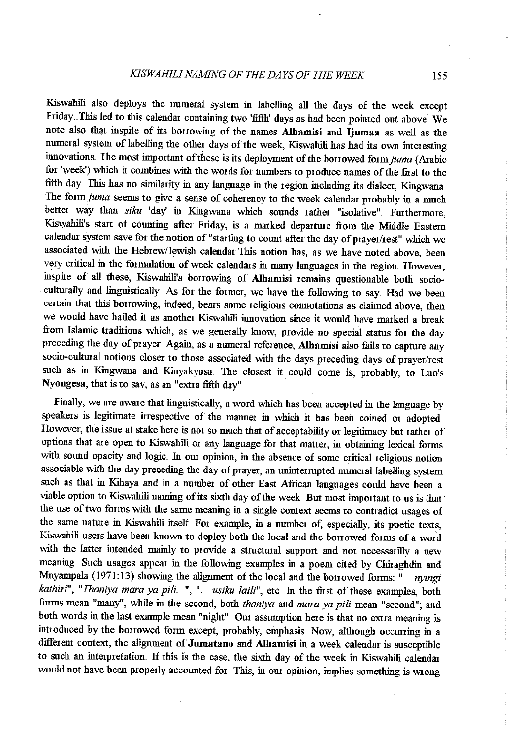Kiswahili also deploys the numeral system in labelling all the days of the week except Friday. This led to this calendar containing two 'fifth' days as had been pointed out above. We note also that inspite of its borrowing of the names **Alhamisi** and **Ijumaa** as well as the numeral system of labelling the other days of the week, Kiswahili has had its own interesting innovations. The most important of these is its deployment of the borrowed form *juma* (Arabic for 'week') which it combines with the words for numbers to produce names of the first to the fifth day. This has no similarity in any language in the region including its dialect, Kingwana. The form *juma* seems to give a sense of coherency to the week calendar probably in a much better way than *siku* 'day' in Kingwana which sounds rather "isolative". Furthermore, Kiswahili's start of counting after Friday, is a marked departure from the Middle Eastern calendar system save for the notion of "starting to count after the day of prayer/rest" which we associated with the Hebrew/Jewish calendar. This notion has, as we have noted above, been very critical in the formulation of week calendars in many languages in the region. However, inspite of all these, Kiswahili's borrowing of **Alhamisi** remains questionable both socio-culturally and linguistically. As for the former, we have the following to say. Had we been certain that this borrowing, indeed, bears some religious connotations as claimed above, then we would have hailed it as another Kiswahili innovation since it would have marked a break from Islamic traditions which, as we generally know, provide no special status for the day preceding the day of prayer. Again, as a numeral reference, **Alhamisi** also fails to capture any socio-cultural notions closer to those associated with the days preceding days of prayer/rest such as in Kingwana and Kinyakyusa. The closest it could come is, probably, to Luo's **Nyongesa**, that is to say, as an "extra fifth day".

Finally, we are aware that linguistically, a word which has been accepted in the language by speakers is legitimate irrespective of the manner in which it has been coined or adopted. However, the issue at stake here is not so much that of acceptability or legitimacy but rather of options that are open to Kiswahili or any language for that matter, in obtaining lexical forms with sound opacity and logic. In our opinion, in the absence of some critical religious notion associable with the day preceding the day of prayer, an uninterrupted numeral labelling system such as that in Kihaya and in a number of other East African languages could have been a viable option to Kiswahili naming of its sixth day of the week. But most important to us is that the use of two forms with the same meaning in a single context seems to contradict usages of the same nature in Kiswahili itself. For example, in a number of, especially, its poetic texts, Kiswahili users have been known to deploy both the local and the borrowed forms of a word with the latter intended mainly to provide a structural support and not necessarilly a new meaning. Such usages appear in the following examples in a poem cited by Chiraghdin and Mnyampala (1971:13) showing the alignment of the local and the borrowed forms: "... *nyingi kathiri*", "*Thaniya mara ya pili*...", "... *usiku laili*", etc. In the first of these examples, both forms mean "many", while in the second, both *thaniya* and *mara ya pili* mean "second"; and both words in the last example mean "night". Our assumption here is that no extra meaning is introduced by the borrowed form except, probably, emphasis. Now, although occurring in a different context, the alignment of **Jumatano** and **Alhamisi** in a week calendar is susceptible to such an interpretation. If this is the case, the sixth day of the week in Kiswahili calendar would not have been properly accounted for. This, in our opinion, implies something is wrong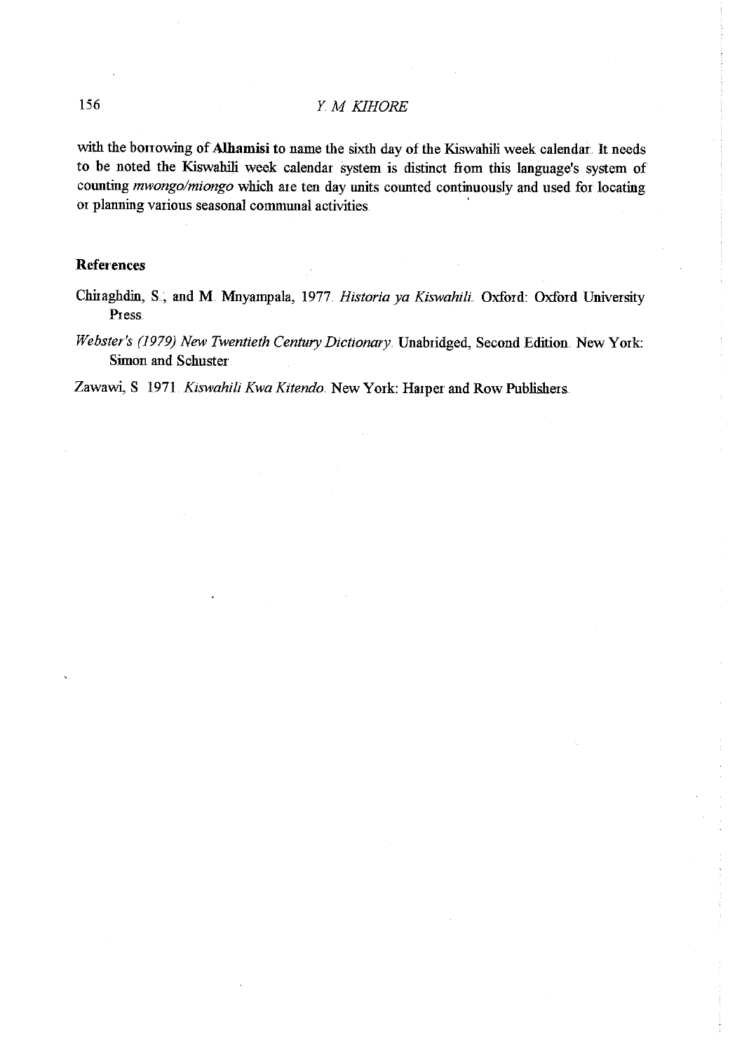with the borrowing of **Alhamisi** to name the sixth day of the Kiswahili week calendar. It needs to be noted the Kiswahili week calendar system is distinct from this language's system of counting *mwongo/miongo* which are ten day units counted continuously and used for locating or planning various seasonal communal activities.

## References

Chiraghdin, S., and M. Mnyampala, 1977. *Historia ya Kiswahili.* Oxford: Oxford University Press.

*Webster's (1979) New Twentieth Century Dictionary.* Unabridged, Second Edition. New York: Simon and Schuster.

Zawawi, S. 1971. *Kiswahili Kwa Kitendo.* New York: Harper and Row Publishers.